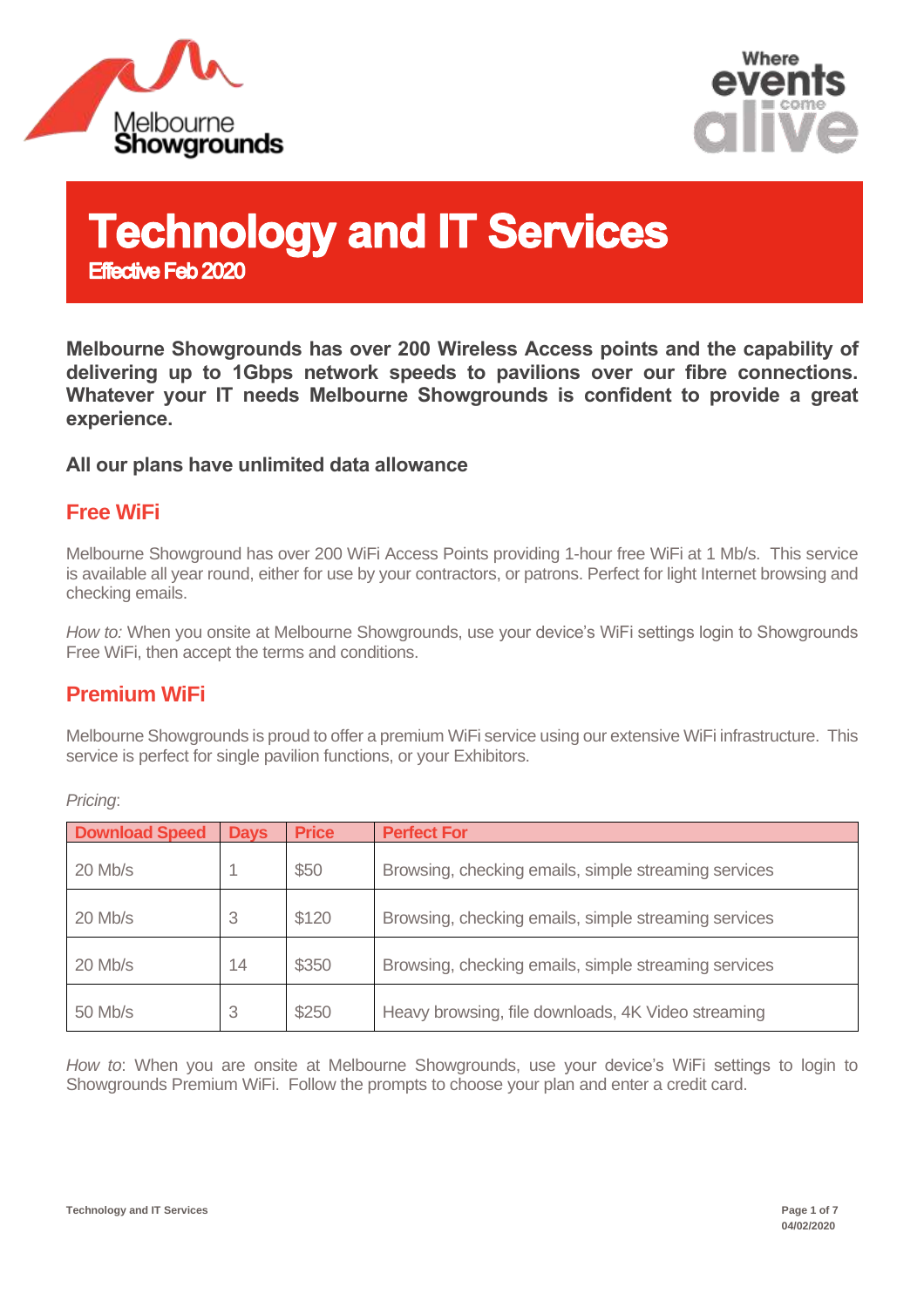Melbourne Showgrounds

Where events come alive

# Technology and IT Services

**Effective Feb 2020**

**Melbourne Showgrounds has over 200 Wireless Access points and the capability of delivering up to 1Gbps network speeds to pavilions over our fibre connections. Whatever your IT needs Melbourne Showgrounds is confident to provide a great experience.**

### All our plans have unlimited data allowance

## Free WiFi

Melbourne Showground has over 200 WiFi Access Points providing 1-hour free WiFi at 1 Mb/s. This service is available all year round, either for use by your contractors, or patrons. Perfect for light Internet browsing and checking emails.

*How to:* When you onsite at Melbourne Showgrounds, use your device's WiFi settings login to Showgrounds Free WiFi, then accept the terms and conditions.

## Premium WiFi

Melbourne Showgrounds is proud to offer a premium WiFi service using our extensive WiFi infrastructure. This service is perfect for single pavilion functions, or your Exhibitors.

*Pricing*:

| Download Speed | Days | Price | Perfect For |
|---|---|---|---|
| 20 Mb/s | 1 | $50 | Browsing, checking emails, simple streaming services |
| 20 Mb/s | 3 | $120 | Browsing, checking emails, simple streaming services |
| 20 Mb/s | 14 | $350 | Browsing, checking emails, simple streaming services |
| 50 Mb/s | 3 | $250 | Heavy browsing, file downloads, 4K Video streaming |

*How to*: When you are onsite at Melbourne Showgrounds, use your device's WiFi settings to login to Showgrounds Premium WiFi. Follow the prompts to choose your plan and enter a credit card.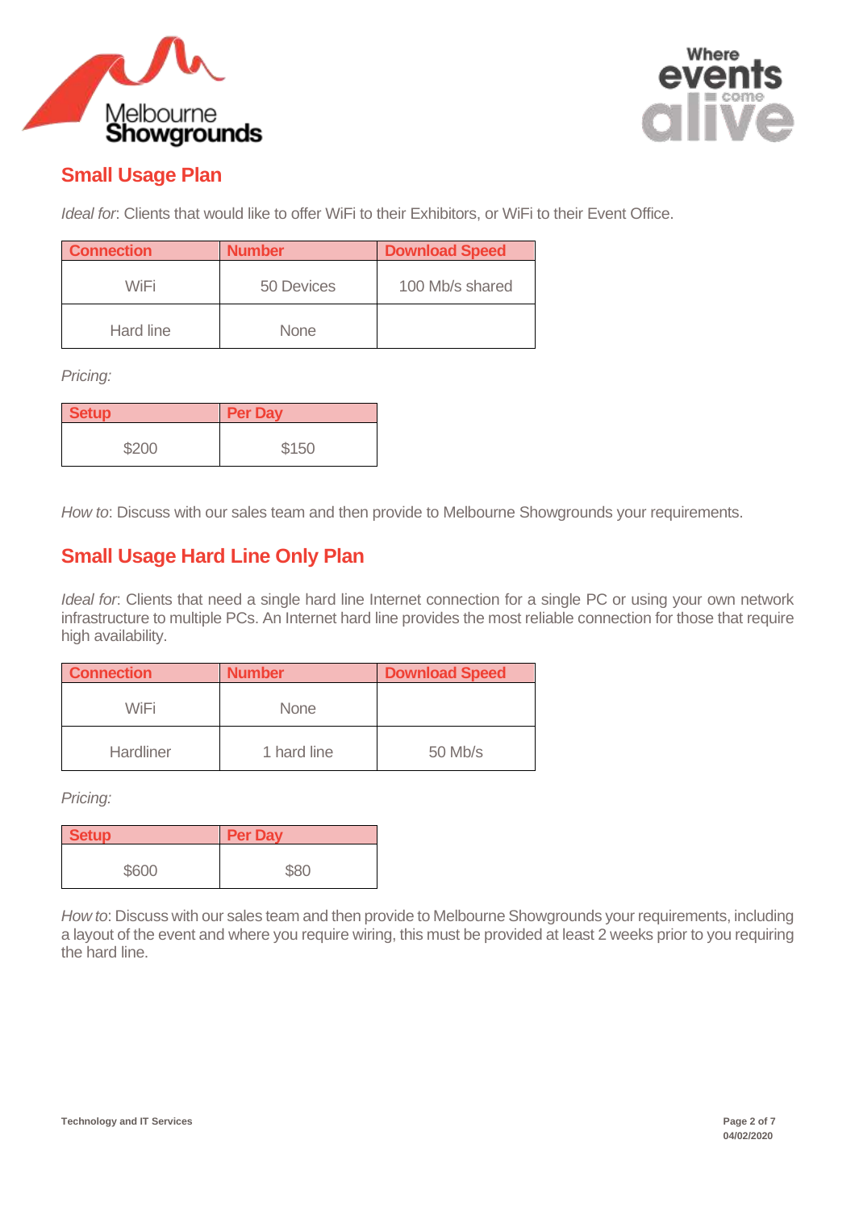## Small Usage Plan

*Ideal for*: Clients that would like to offer WiFi to their Exhibitors, or WiFi to their Event Office.

| Connection | Number | Download Speed |
|---|---|---|
| WiFi | 50 Devices | 100 Mb/s shared |
| Hard line | None | |

*Pricing:*

| Setup | Per Day |
|---|---|
| $200 | $150 |

*How to*: Discuss with our sales team and then provide to Melbourne Showgrounds your requirements.

## Small Usage Hard Line Only Plan

*Ideal for*: Clients that need a single hard line Internet connection for a single PC or using your own network infrastructure to multiple PCs. An Internet hard line provides the most reliable connection for those that require high availability.

| Connection | Number | Download Speed |
|---|---|---|
| WiFi | None | |
| Hardliner | 1 hard line | 50 Mb/s |

*Pricing:*

| Setup | Per Day |
|---|---|
| $600 | $80 |

*How to*: Discuss with our sales team and then provide to Melbourne Showgrounds your requirements, including a layout of the event and where you require wiring, this must be provided at least 2 weeks prior to you requiring the hard line.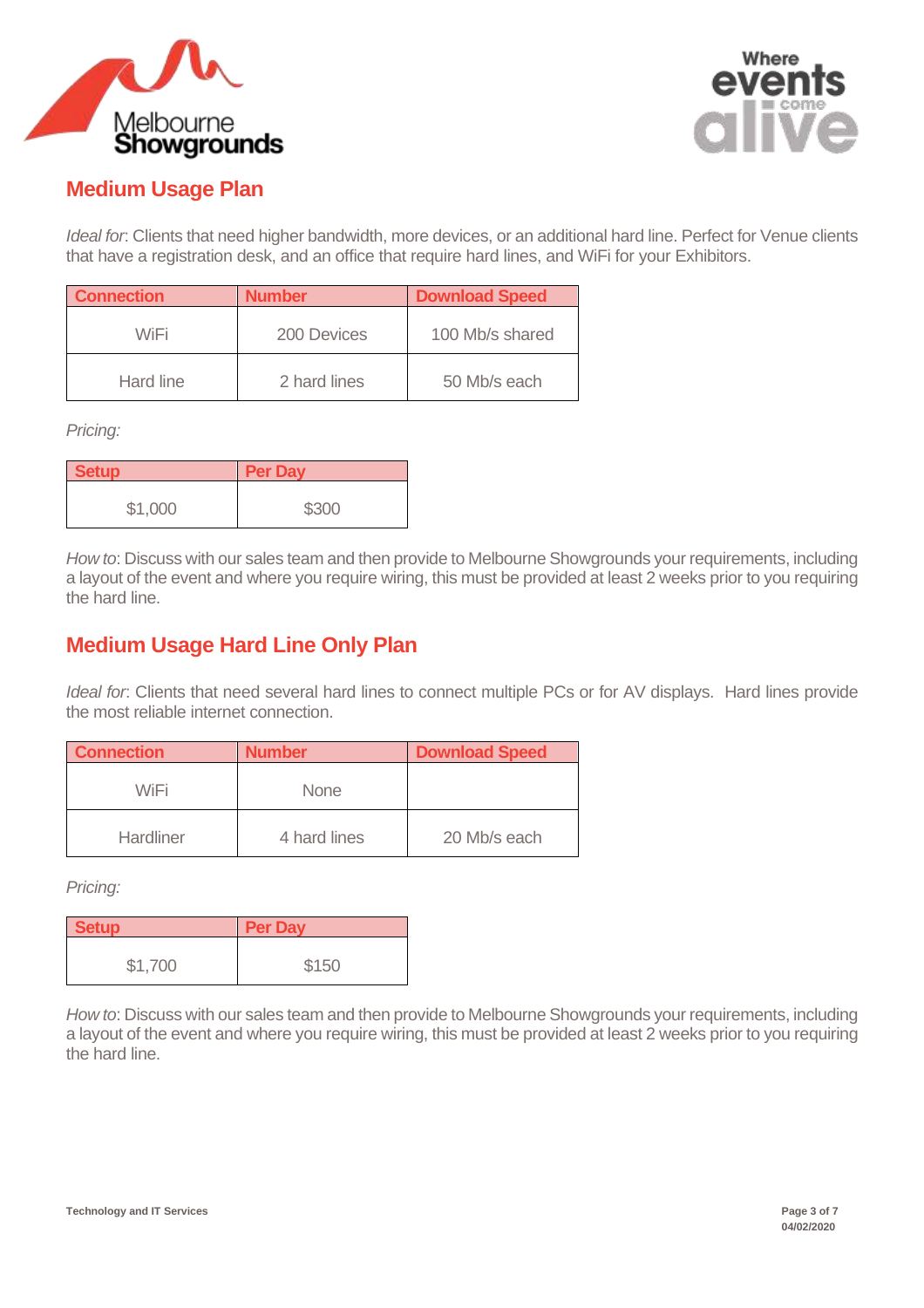## Medium Usage Plan

*Ideal for*: Clients that need higher bandwidth, more devices, or an additional hard line. Perfect for Venue clients that have a registration desk, and an office that require hard lines, and WiFi for your Exhibitors.

| Connection | Number | Download Speed |
|---|---|---|
| WiFi | 200 Devices | 100 Mb/s shared |
| Hard line | 2 hard lines | 50 Mb/s each |

*Pricing:*

| Setup | Per Day |
|---|---|
| $1,000 | $300 |

*How to*: Discuss with our sales team and then provide to Melbourne Showgrounds your requirements, including a layout of the event and where you require wiring, this must be provided at least 2 weeks prior to you requiring the hard line.

## Medium Usage Hard Line Only Plan

*Ideal for*: Clients that need several hard lines to connect multiple PCs or for AV displays. Hard lines provide the most reliable internet connection.

| Connection | Number | Download Speed |
|---|---|---|
| WiFi | None | |
| Hardliner | 4 hard lines | 20 Mb/s each |

*Pricing:*

| Setup | Per Day |
|---|---|
| $1,700 | $150 |

*How to*: Discuss with our sales team and then provide to Melbourne Showgrounds your requirements, including a layout of the event and where you require wiring, this must be provided at least 2 weeks prior to you requiring the hard line.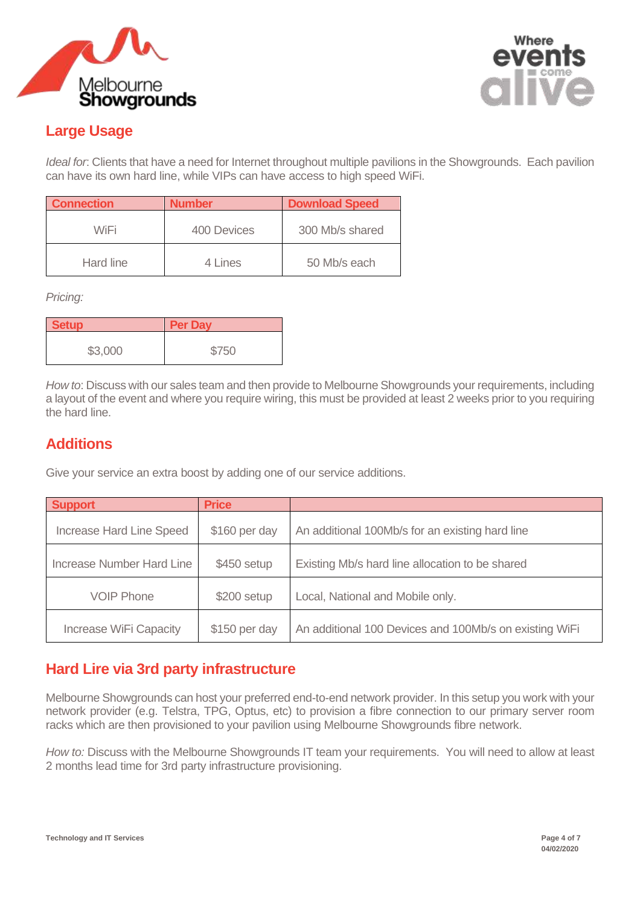## Large Usage

*Ideal for*: Clients that have a need for Internet throughout multiple pavilions in the Showgrounds. Each pavilion can have its own hard line, while VIPs can have access to high speed WiFi.

| Connection | Number | Download Speed |
|---|---|---|
| WiFi | 400 Devices | 300 Mb/s shared |
| Hard line | 4 Lines | 50 Mb/s each |

*Pricing:*

| Setup | Per Day |
|---|---|
| $3,000 | $750 |

*How to*: Discuss with our sales team and then provide to Melbourne Showgrounds your requirements, including a layout of the event and where you require wiring, this must be provided at least 2 weeks prior to you requiring the hard line.

## Additions

Give your service an extra boost by adding one of our service additions.

| Support | Price | |
|---|---|---|
| Increase Hard Line Speed | $160 per day | An additional 100Mb/s for an existing hard line |
| Increase Number Hard Line | $450 setup | Existing Mb/s hard line allocation to be shared |
| VOIP Phone | $200 setup | Local, National and Mobile only. |
| Increase WiFi Capacity | $150 per day | An additional 100 Devices and 100Mb/s on existing WiFi |

## Hard Lire via 3rd party infrastructure

Melbourne Showgrounds can host your preferred end-to-end network provider. In this setup you work with your network provider (e.g. Telstra, TPG, Optus, etc) to provision a fibre connection to our primary server room racks which are then provisioned to your pavilion using Melbourne Showgrounds fibre network.

*How to:* Discuss with the Melbourne Showgrounds IT team your requirements. You will need to allow at least 2 months lead time for 3rd party infrastructure provisioning.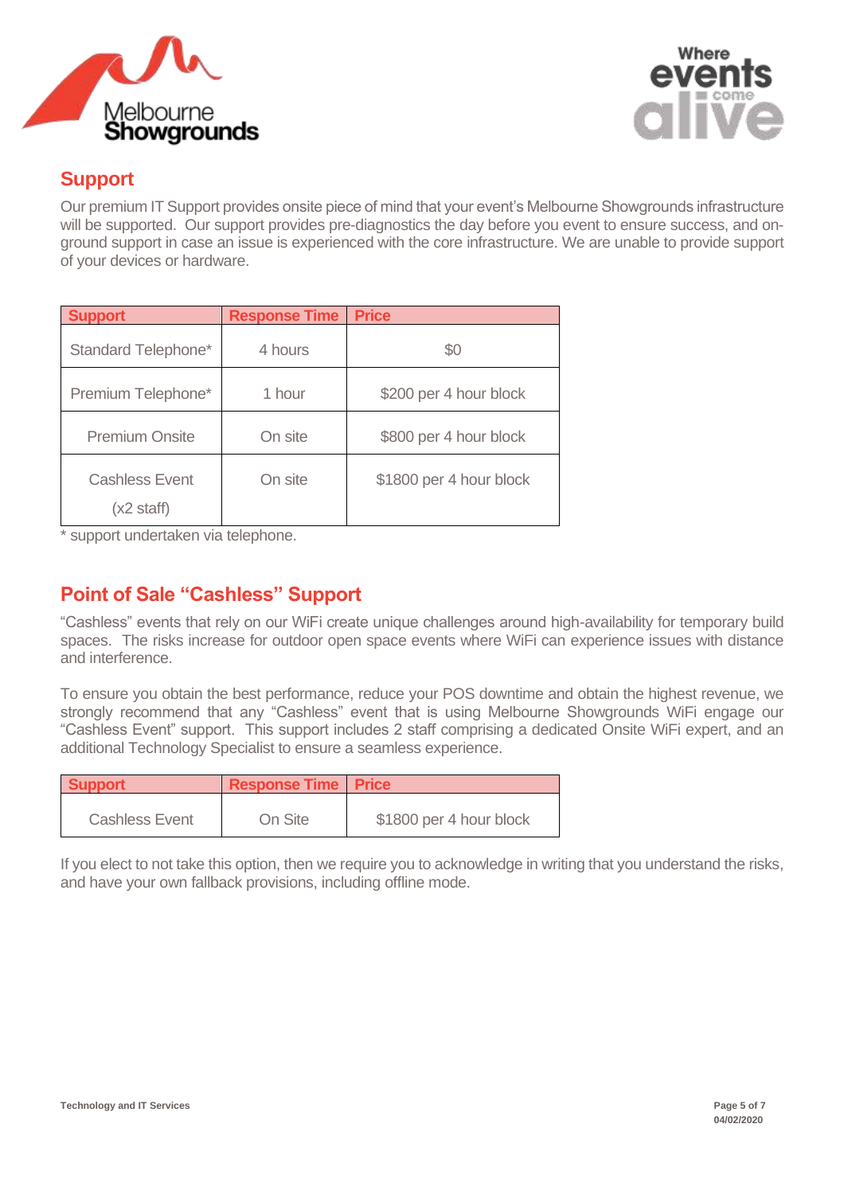## Support

Our premium IT Support provides onsite piece of mind that your event's Melbourne Showgrounds infrastructure will be supported. Our support provides pre-diagnostics the day before you event to ensure success, and on-ground support in case an issue is experienced with the core infrastructure. We are unable to provide support of your devices or hardware.

| Support | Response Time | Price |
|---|---|---|
| Standard Telephone* | 4 hours | $0 |
| Premium Telephone* | 1 hour | $200 per 4 hour block |
| Premium Onsite | On site | $800 per 4 hour block |
| Cashless Event (x2 staff) | On site | $1800 per 4 hour block |

* support undertaken via telephone.

## Point of Sale "Cashless" Support

"Cashless" events that rely on our WiFi create unique challenges around high-availability for temporary build spaces. The risks increase for outdoor open space events where WiFi can experience issues with distance and interference.

To ensure you obtain the best performance, reduce your POS downtime and obtain the highest revenue, we strongly recommend that any "Cashless" event that is using Melbourne Showgrounds WiFi engage our "Cashless Event" support. This support includes 2 staff comprising a dedicated Onsite WiFi expert, and an additional Technology Specialist to ensure a seamless experience.

| Support | Response Time | Price |
|---|---|---|
| Cashless Event | On Site | $1800 per 4 hour block |

If you elect to not take this option, then we require you to acknowledge in writing that you understand the risks, and have your own fallback provisions, including offline mode.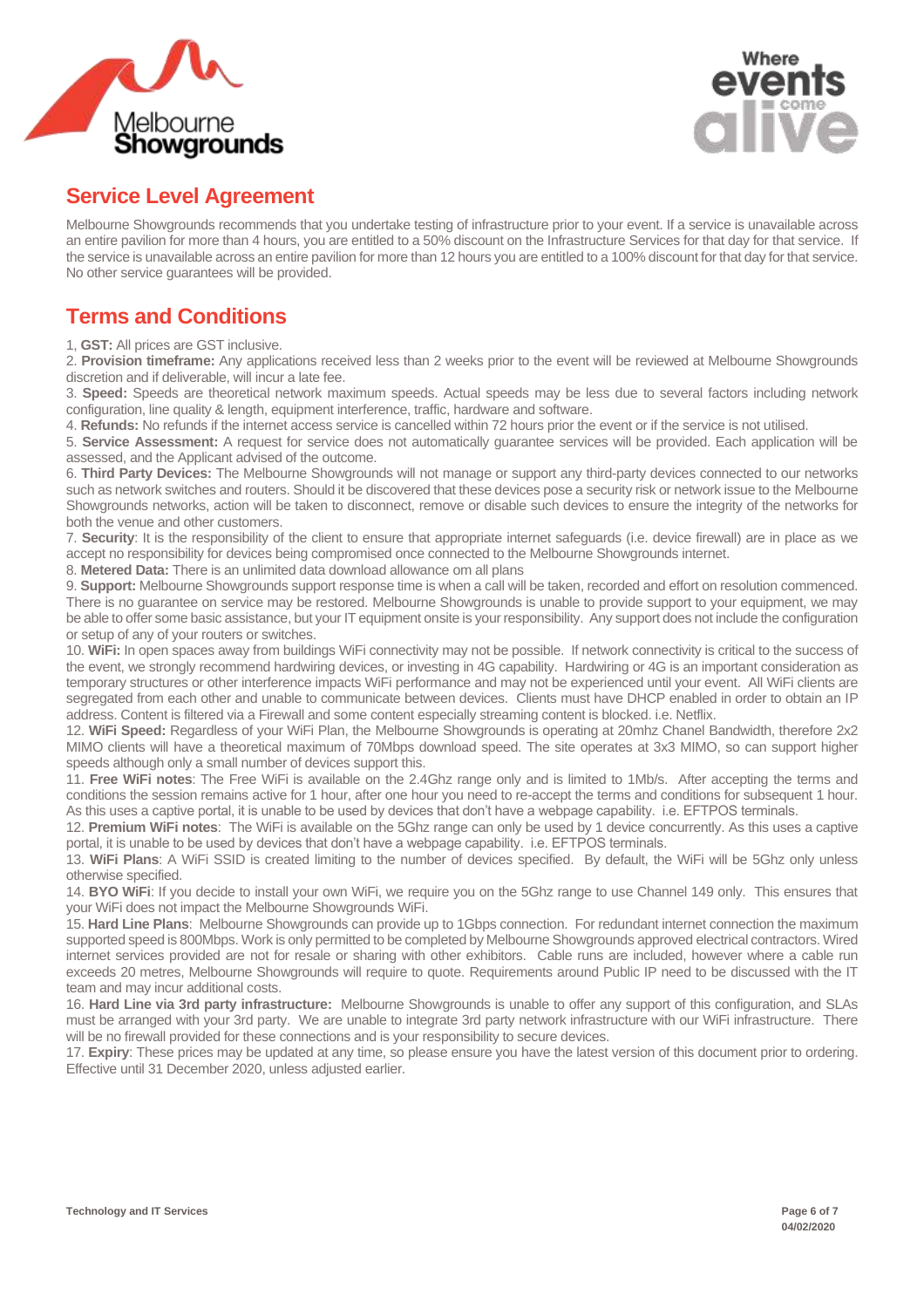## Service Level Agreement

Melbourne Showgrounds recommends that you undertake testing of infrastructure prior to your event. If a service is unavailable across an entire pavilion for more than 4 hours, you are entitled to a 50% discount on the Infrastructure Services for that day for that service. If the service is unavailable across an entire pavilion for more than 12 hours you are entitled to a 100% discount for that day for that service. No other service guarantees will be provided.

## Terms and Conditions

1, **GST:** All prices are GST inclusive.
2. **Provision timeframe:** Any applications received less than 2 weeks prior to the event will be reviewed at Melbourne Showgrounds discretion and if deliverable, will incur a late fee.
3. **Speed:** Speeds are theoretical network maximum speeds. Actual speeds may be less due to several factors including network configuration, line quality & length, equipment interference, traffic, hardware and software.
4. **Refunds:** No refunds if the internet access service is cancelled within 72 hours prior the event or if the service is not utilised.
5. **Service Assessment:** A request for service does not automatically guarantee services will be provided. Each application will be assessed, and the Applicant advised of the outcome.
6. **Third Party Devices:** The Melbourne Showgrounds will not manage or support any third-party devices connected to our networks such as network switches and routers. Should it be discovered that these devices pose a security risk or network issue to the Melbourne Showgrounds networks, action will be taken to disconnect, remove or disable such devices to ensure the integrity of the networks for both the venue and other customers.
7. **Security**: It is the responsibility of the client to ensure that appropriate internet safeguards (i.e. device firewall) are in place as we accept no responsibility for devices being compromised once connected to the Melbourne Showgrounds internet.
8. **Metered Data:** There is an unlimited data download allowance om all plans
9. **Support:** Melbourne Showgrounds support response time is when a call will be taken, recorded and effort on resolution commenced. There is no guarantee on service may be restored. Melbourne Showgrounds is unable to provide support to your equipment, we may be able to offer some basic assistance, but your IT equipment onsite is your responsibility. Any support does not include the configuration or setup of any of your routers or switches.
10. **WiFi:** In open spaces away from buildings WiFi connectivity may not be possible. If network connectivity is critical to the success of the event, we strongly recommend hardwiring devices, or investing in 4G capability. Hardwiring or 4G is an important consideration as temporary structures or other interference impacts WiFi performance and may not be experienced until your event. All WiFi clients are segregated from each other and unable to communicate between devices. Clients must have DHCP enabled in order to obtain an IP address. Content is filtered via a Firewall and some content especially streaming content is blocked. i.e. Netflix.
12. **WiFi Speed:** Regardless of your WiFi Plan, the Melbourne Showgrounds is operating at 20mhz Chanel Bandwidth, therefore 2x2 MIMO clients will have a theoretical maximum of 70Mbps download speed. The site operates at 3x3 MIMO, so can support higher speeds although only a small number of devices support this.
11. **Free WiFi notes**: The Free WiFi is available on the 2.4Ghz range only and is limited to 1Mb/s. After accepting the terms and conditions the session remains active for 1 hour, after one hour you need to re-accept the terms and conditions for subsequent 1 hour. As this uses a captive portal, it is unable to be used by devices that don't have a webpage capability. i.e. EFTPOS terminals.
12. **Premium WiFi notes**: The WiFi is available on the 5Ghz range can only be used by 1 device concurrently. As this uses a captive portal, it is unable to be used by devices that don't have a webpage capability. i.e. EFTPOS terminals.
13. **WiFi Plans**: A WiFi SSID is created limiting to the number of devices specified. By default, the WiFi will be 5Ghz only unless otherwise specified.
14. **BYO WiFi**: If you decide to install your own WiFi, we require you on the 5Ghz range to use Channel 149 only. This ensures that your WiFi does not impact the Melbourne Showgrounds WiFi.
15. **Hard Line Plans**: Melbourne Showgrounds can provide up to 1Gbps connection. For redundant internet connection the maximum supported speed is 800Mbps. Work is only permitted to be completed by Melbourne Showgrounds approved electrical contractors. Wired internet services provided are not for resale or sharing with other exhibitors. Cable runs are included, however where a cable run exceeds 20 metres, Melbourne Showgrounds will require to quote. Requirements around Public IP need to be discussed with the IT team and may incur additional costs.
16. **Hard Line via 3rd party infrastructure:** Melbourne Showgrounds is unable to offer any support of this configuration, and SLAs must be arranged with your 3rd party. We are unable to integrate 3rd party network infrastructure with our WiFi infrastructure. There will be no firewall provided for these connections and is your responsibility to secure devices.
17. **Expiry**: These prices may be updated at any time, so please ensure you have the latest version of this document prior to ordering. Effective until 31 December 2020, unless adjusted earlier.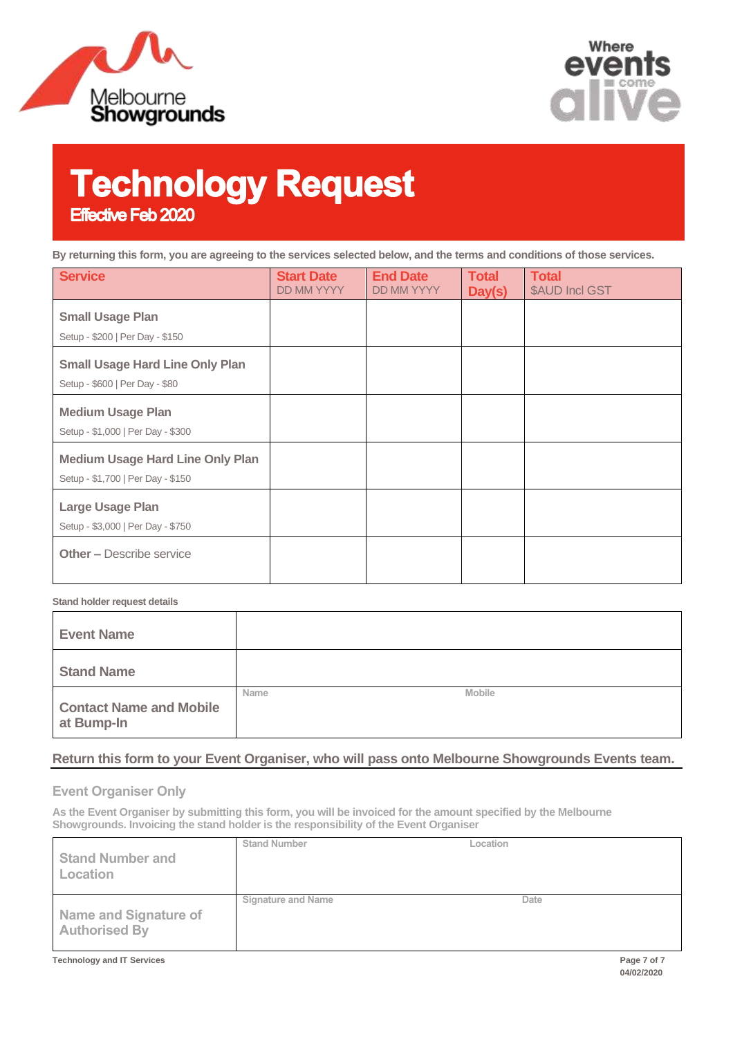# Technology Request

## Effective Feb 2020

**By returning this form, you are agreeing to the services selected below, and the terms and conditions of those services.**

| Service | Start Date DD MM YYYY | End Date DD MM YYYY | Total Day(s) | Total $AUD Incl GST |
|---|---|---|---|---|
| **Small Usage Plan** Setup - $200 \| Per Day - $150 | | | | |
| **Small Usage Hard Line Only Plan** Setup - $600 \| Per Day - $80 | | | | |
| **Medium Usage Plan** Setup - $1,000 \| Per Day - $300 | | | | |
| **Medium Usage Hard Line Only Plan** Setup - $1,700 \| Per Day - $150 | | | | |
| **Large Usage Plan** Setup - $3,000 \| Per Day - $750 | | | | |
| **Other –** Describe service | | | | |

**Stand holder request details**

| | | |
|---|---|---|
| **Event Name** | | |
| **Stand Name** | | |
| **Contact Name and Mobile at Bump-In** | Name | Mobile |

**Return this form to your Event Organiser, who will pass onto Melbourne Showgrounds Events team.**

### Event Organiser Only

**As the Event Organiser by submitting this form, you will be invoiced for the amount specified by the Melbourne Showgrounds. Invoicing the stand holder is the responsibility of the Event Organiser**

| | | |
|---|---|---|
| **Stand Number and Location** | Stand Number | Location |
| **Name and Signature of Authorised By** | Signature and Name | Date |

Technology and IT Services

04/02/2020